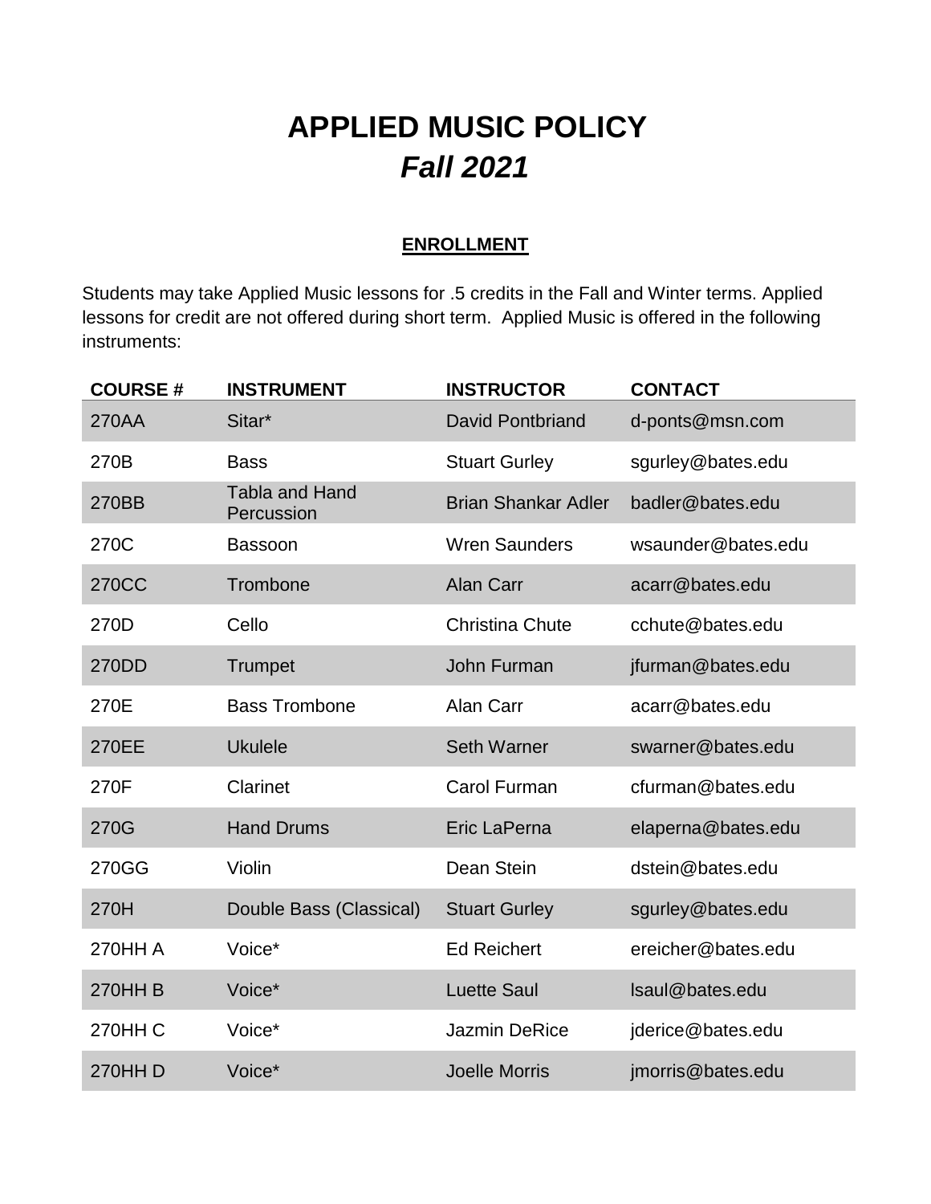# APPLIED MUSIC POLICY
## *Fall 2021*

### ENROLLMENT

Students may take Applied Music lessons for .5 credits in the Fall and Winter terms. Applied lessons for credit are not offered during short term. Applied Music is offered in the following instruments:

| COURSE # | INSTRUMENT | INSTRUCTOR | CONTACT |
|---|---|---|---|
| 270AA | Sitar* | David Pontbriand | d-ponts@msn.com |
| 270B | Bass | Stuart Gurley | sgurley@bates.edu |
| 270BB | Tabla and Hand Percussion | Brian Shankar Adler | badler@bates.edu |
| 270C | Bassoon | Wren Saunders | wsaunder@bates.edu |
| 270CC | Trombone | Alan Carr | acarr@bates.edu |
| 270D | Cello | Christina Chute | cchute@bates.edu |
| 270DD | Trumpet | John Furman | jfurman@bates.edu |
| 270E | Bass Trombone | Alan Carr | acarr@bates.edu |
| 270EE | Ukulele | Seth Warner | swarner@bates.edu |
| 270F | Clarinet | Carol Furman | cfurman@bates.edu |
| 270G | Hand Drums | Eric LaPerna | elaperna@bates.edu |
| 270GG | Violin | Dean Stein | dstein@bates.edu |
| 270H | Double Bass (Classical) | Stuart Gurley | sgurley@bates.edu |
| 270HH A | Voice* | Ed Reichert | ereicher@bates.edu |
| 270HH B | Voice* | Luette Saul | lsaul@bates.edu |
| 270HH C | Voice* | Jazmin DeRice | jderice@bates.edu |
| 270HH D | Voice* | Joelle Morris | jmorris@bates.edu |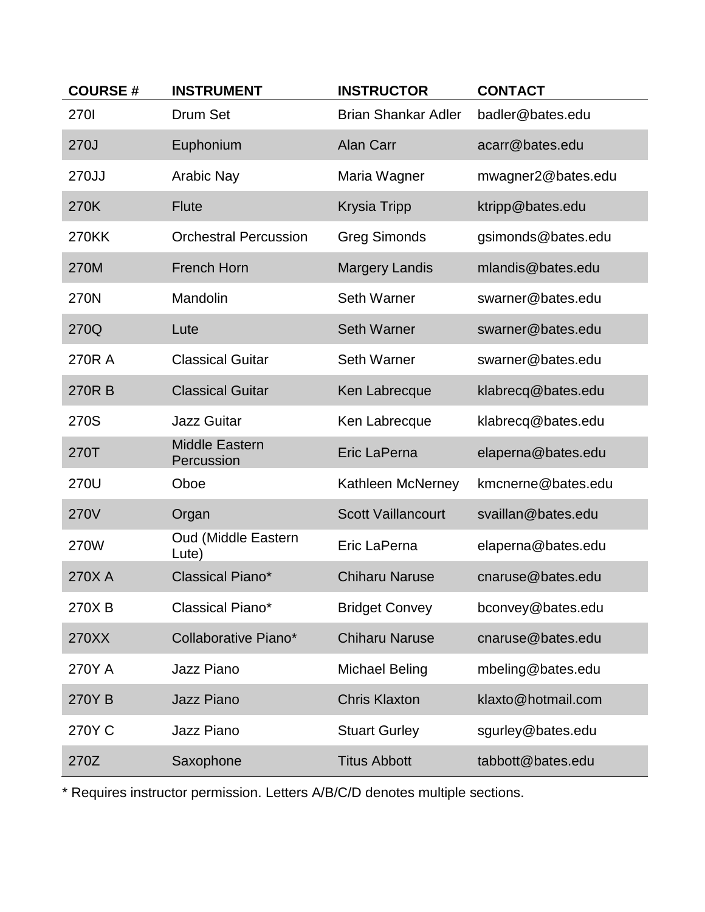| COURSE # | INSTRUMENT | INSTRUCTOR | CONTACT |
|---|---|---|---|
| 270I | Drum Set | Brian Shankar Adler | badler@bates.edu |
| 270J | Euphonium | Alan Carr | acarr@bates.edu |
| 270JJ | Arabic Nay | Maria Wagner | mwagner2@bates.edu |
| 270K | Flute | Krysia Tripp | ktripp@bates.edu |
| 270KK | Orchestral Percussion | Greg Simonds | gsimonds@bates.edu |
| 270M | French Horn | Margery Landis | mlandis@bates.edu |
| 270N | Mandolin | Seth Warner | swarner@bates.edu |
| 270Q | Lute | Seth Warner | swarner@bates.edu |
| 270R A | Classical Guitar | Seth Warner | swarner@bates.edu |
| 270R B | Classical Guitar | Ken Labrecque | klabrecq@bates.edu |
| 270S | Jazz Guitar | Ken Labrecque | klabrecq@bates.edu |
| 270T | Middle Eastern Percussion | Eric LaPerna | elaperna@bates.edu |
| 270U | Oboe | Kathleen McNerney | kmcnerne@bates.edu |
| 270V | Organ | Scott Vaillancourt | svaillan@bates.edu |
| 270W | Oud (Middle Eastern Lute) | Eric LaPerna | elaperna@bates.edu |
| 270X A | Classical Piano* | Chiharu Naruse | cnaruse@bates.edu |
| 270X B | Classical Piano* | Bridget Convey | bconvey@bates.edu |
| 270XX | Collaborative Piano* | Chiharu Naruse | cnaruse@bates.edu |
| 270Y A | Jazz Piano | Michael Beling | mbeling@bates.edu |
| 270Y B | Jazz Piano | Chris Klaxton | klaxto@hotmail.com |
| 270Y C | Jazz Piano | Stuart Gurley | sgurley@bates.edu |
| 270Z | Saxophone | Titus Abbott | tabbott@bates.edu |

* Requires instructor permission. Letters A/B/C/D denotes multiple sections.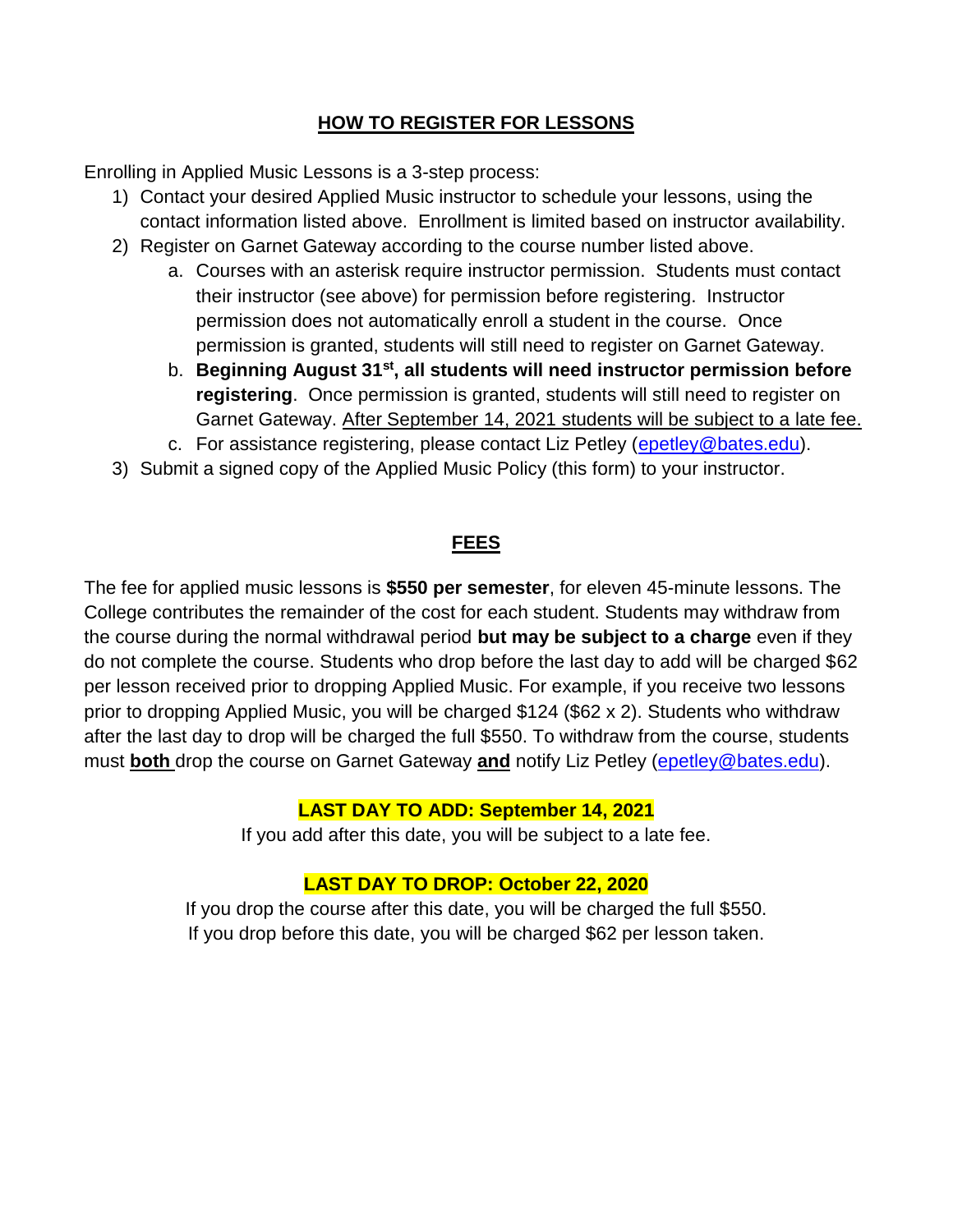## HOW TO REGISTER FOR LESSONS

Enrolling in Applied Music Lessons is a 3-step process:

1) Contact your desired Applied Music instructor to schedule your lessons, using the contact information listed above. Enrollment is limited based on instructor availability.
2) Register on Garnet Gateway according to the course number listed above.
    a. Courses with an asterisk require instructor permission. Students must contact their instructor (see above) for permission before registering. Instructor permission does not automatically enroll a student in the course. Once permission is granted, students will still need to register on Garnet Gateway.
    b. **Beginning August 31st, all students will need instructor permission before registering**. Once permission is granted, students will still need to register on Garnet Gateway. After September 14, 2021 students will be subject to a late fee.
    c. For assistance registering, please contact Liz Petley (epetley@bates.edu).
3) Submit a signed copy of the Applied Music Policy (this form) to your instructor.

## FEES

The fee for applied music lessons is **$550 per semester**, for eleven 45-minute lessons. The College contributes the remainder of the cost for each student. Students may withdraw from the course during the normal withdrawal period **but may be subject to a charge** even if they do not complete the course. Students who drop before the last day to add will be charged $62 per lesson received prior to dropping Applied Music. For example, if you receive two lessons prior to dropping Applied Music, you will be charged $124 ($62 x 2). Students who withdraw after the last day to drop will be charged the full $550. To withdraw from the course, students must **both** drop the course on Garnet Gateway **and** notify Liz Petley (epetley@bates.edu).

**LAST DAY TO ADD: September 14, 2021**

If you add after this date, you will be subject to a late fee.

**LAST DAY TO DROP: October 22, 2020**

If you drop the course after this date, you will be charged the full $550.
If you drop before this date, you will be charged $62 per lesson taken.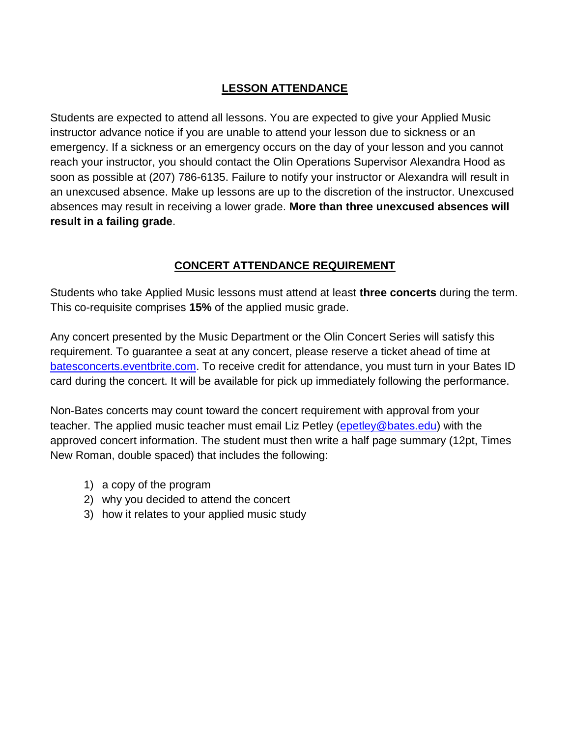## LESSON ATTENDANCE

Students are expected to attend all lessons. You are expected to give your Applied Music instructor advance notice if you are unable to attend your lesson due to sickness or an emergency. If a sickness or an emergency occurs on the day of your lesson and you cannot reach your instructor, you should contact the Olin Operations Supervisor Alexandra Hood as soon as possible at (207) 786-6135. Failure to notify your instructor or Alexandra will result in an unexcused absence. Make up lessons are up to the discretion of the instructor. Unexcused absences may result in receiving a lower grade. **More than three unexcused absences will result in a failing grade**.

## CONCERT ATTENDANCE REQUIREMENT

Students who take Applied Music lessons must attend at least **three concerts** during the term. This co-requisite comprises **15%** of the applied music grade.

Any concert presented by the Music Department or the Olin Concert Series will satisfy this requirement. To guarantee a seat at any concert, please reserve a ticket ahead of time at [batesconcerts.eventbrite.com](batesconcerts.eventbrite.com). To receive credit for attendance, you must turn in your Bates ID card during the concert. It will be available for pick up immediately following the performance.

Non-Bates concerts may count toward the concert requirement with approval from your teacher. The applied music teacher must email Liz Petley ([epetley@bates.edu](mailto:epetley@bates.edu)) with the approved concert information. The student must then write a half page summary (12pt, Times New Roman, double spaced) that includes the following:

1) a copy of the program
2) why you decided to attend the concert
3) how it relates to your applied music study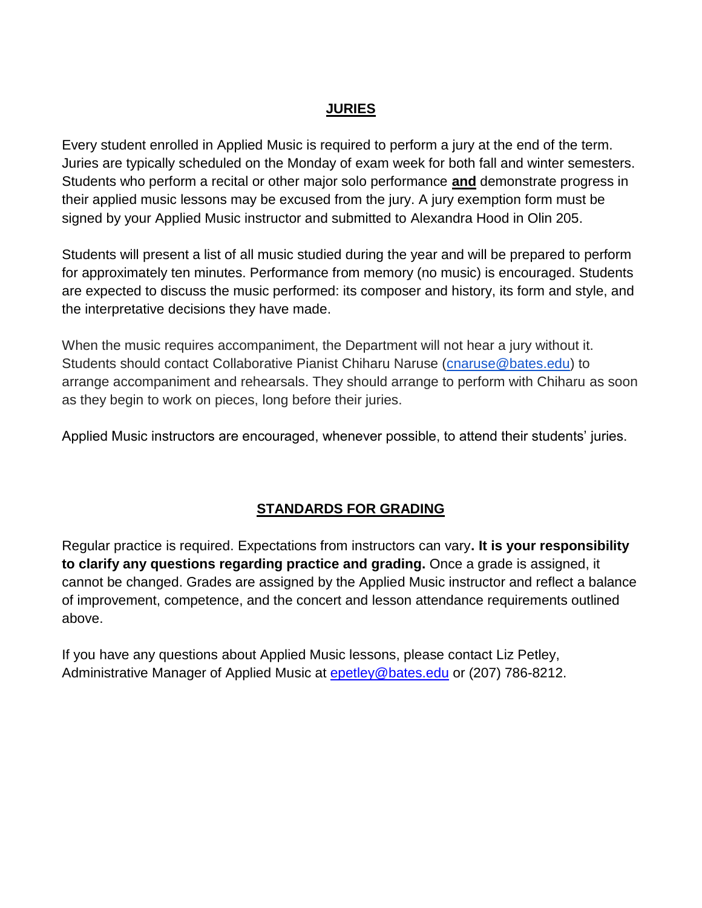## JURIES

Every student enrolled in Applied Music is required to perform a jury at the end of the term. Juries are typically scheduled on the Monday of exam week for both fall and winter semesters. Students who perform a recital or other major solo performance **and** demonstrate progress in their applied music lessons may be excused from the jury. A jury exemption form must be signed by your Applied Music instructor and submitted to Alexandra Hood in Olin 205.

Students will present a list of all music studied during the year and will be prepared to perform for approximately ten minutes. Performance from memory (no music) is encouraged. Students are expected to discuss the music performed: its composer and history, its form and style, and the interpretative decisions they have made.

When the music requires accompaniment, the Department will not hear a jury without it. Students should contact Collaborative Pianist Chiharu Naruse (cnaruse@bates.edu) to arrange accompaniment and rehearsals. They should arrange to perform with Chiharu as soon as they begin to work on pieces, long before their juries.

Applied Music instructors are encouraged, whenever possible, to attend their students' juries.

## STANDARDS FOR GRADING

Regular practice is required. Expectations from instructors can vary**. It is your responsibility to clarify any questions regarding practice and grading.** Once a grade is assigned, it cannot be changed. Grades are assigned by the Applied Music instructor and reflect a balance of improvement, competence, and the concert and lesson attendance requirements outlined above.

If you have any questions about Applied Music lessons, please contact Liz Petley, Administrative Manager of Applied Music at epetley@bates.edu or (207) 786-8212.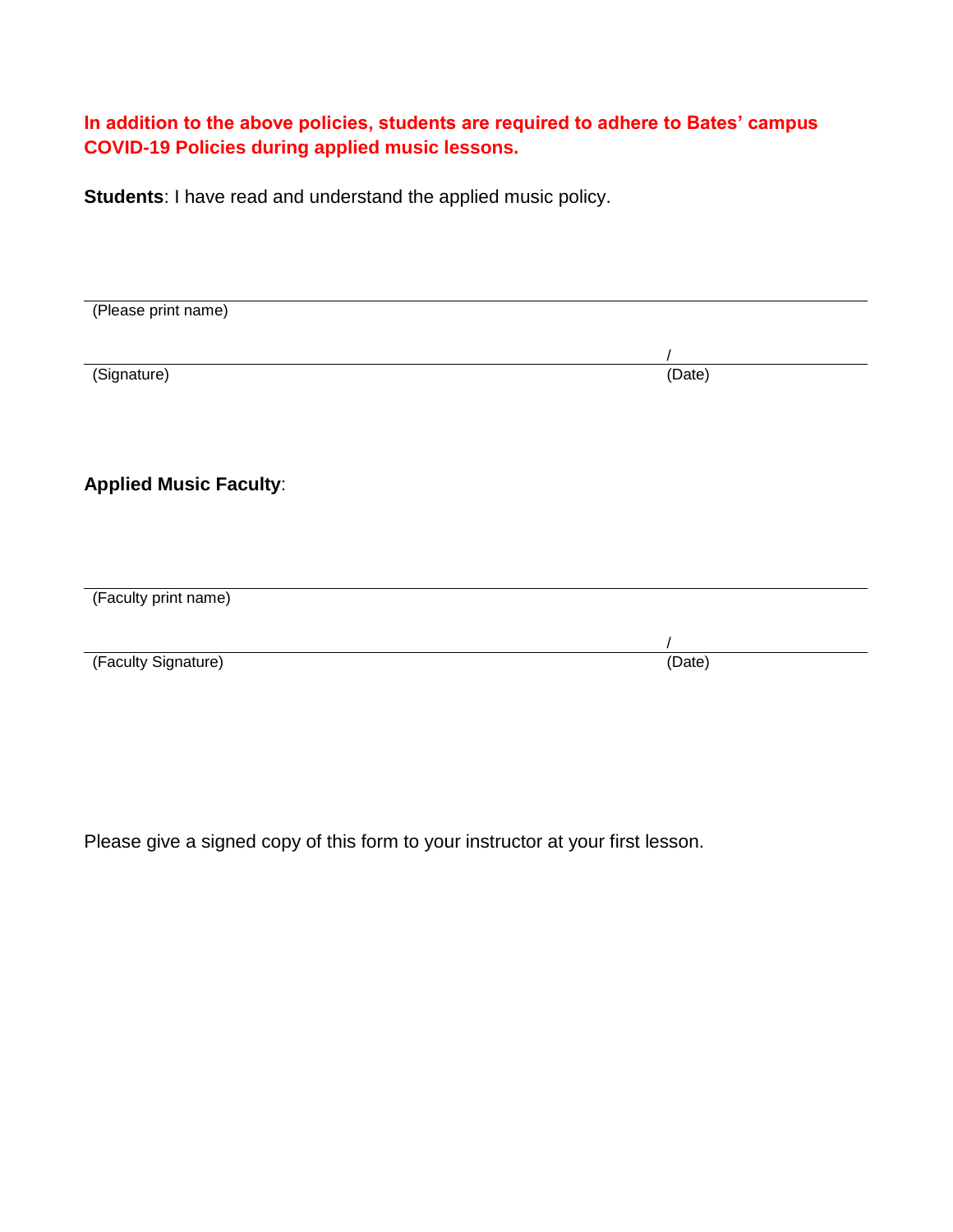**In addition to the above policies, students are required to adhere to Bates' campus COVID-19 Policies during applied music lessons.**

**Students**: I have read and understand the applied music policy.

\_\_\_\_\_\_\_\_\_\_\_\_\_\_\_\_\_\_\_\_\_\_\_\_\_\_\_\_\_\_\_\_\_\_\_\_\_\_\_\_\_\_\_\_

(Please print name)

\_\_\_\_\_\_\_\_\_\_\_\_\_\_\_\_\_\_\_\_\_\_\_\_\_\_\_\_\_\_\_\_ /\_\_\_\_\_\_\_\_\_\_

(Signature) (Date)

**Applied Music Faculty**:

\_\_\_\_\_\_\_\_\_\_\_\_\_\_\_\_\_\_\_\_\_\_\_\_\_\_\_\_\_\_\_\_\_\_\_\_\_\_\_\_\_\_\_\_

(Faculty print name)

\_\_\_\_\_\_\_\_\_\_\_\_\_\_\_\_\_\_\_\_\_\_\_\_\_\_\_\_\_\_\_\_ /\_\_\_\_\_\_\_\_\_\_

(Faculty Signature) (Date)

Please give a signed copy of this form to your instructor at your first lesson.